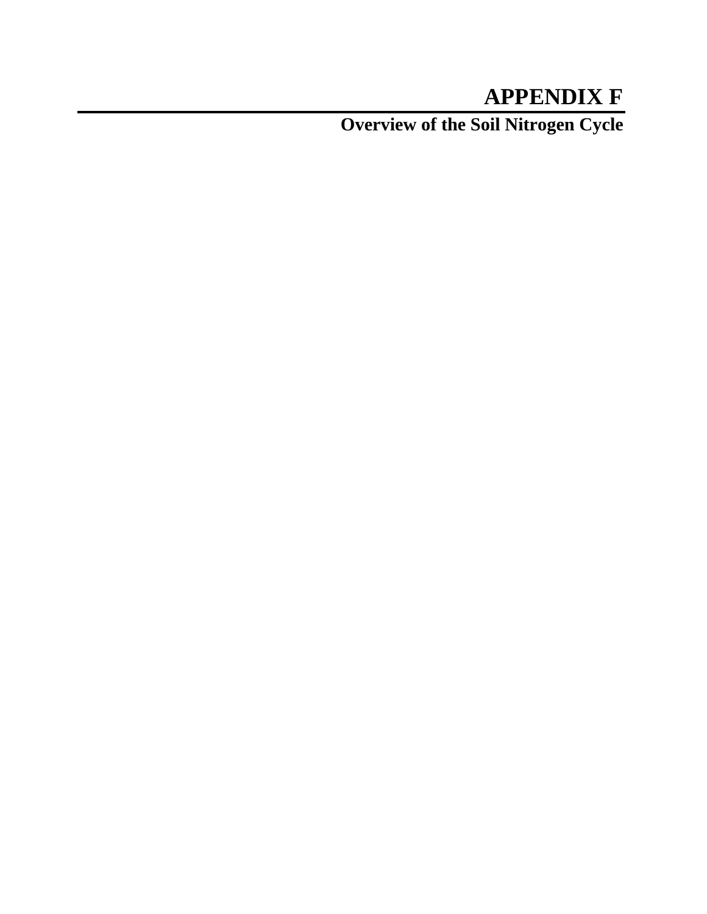# APPENDIX F

## Overview of the Soil Nitrogen Cycle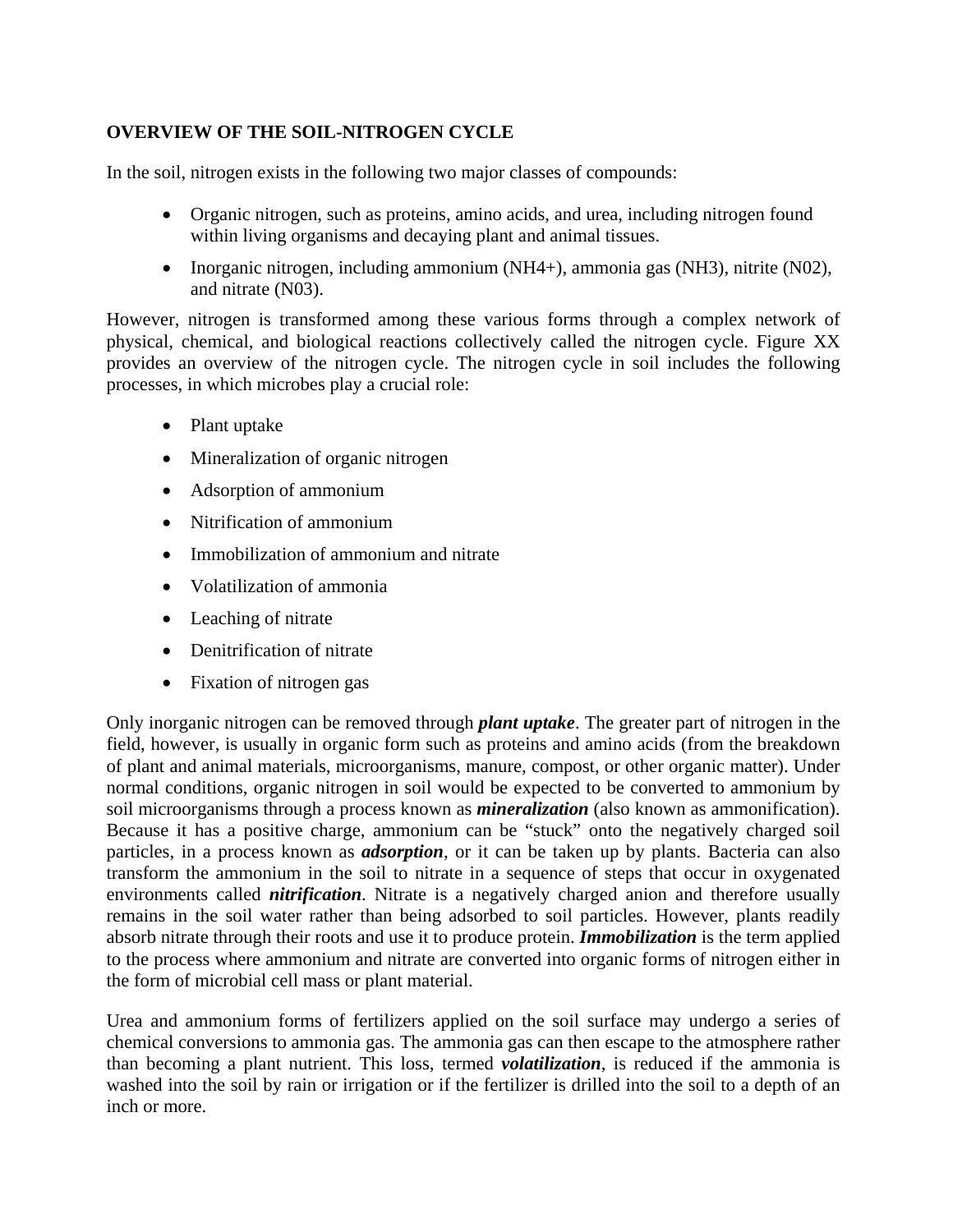**OVERVIEW OF THE SOIL-NITROGEN CYCLE**

In the soil, nitrogen exists in the following two major classes of compounds:

- Organic nitrogen, such as proteins, amino acids, and urea, including nitrogen found within living organisms and decaying plant and animal tissues.
- Inorganic nitrogen, including ammonium ($NH4+$), ammonia gas ($NH3$), nitrite ($N02$), and nitrate ($N03$).

However, nitrogen is transformed among these various forms through a complex network of physical, chemical, and biological reactions collectively called the nitrogen cycle. Figure XX provides an overview of the nitrogen cycle. The nitrogen cycle in soil includes the following processes, in which microbes play a crucial role:

- Plant uptake
- Mineralization of organic nitrogen
- Adsorption of ammonium
- Nitrification of ammonium
- Immobilization of ammonium and nitrate
- Volatilization of ammonia
- Leaching of nitrate
- Denitrification of nitrate
- Fixation of nitrogen gas

Only inorganic nitrogen can be removed through ***plant uptake***. The greater part of nitrogen in the field, however, is usually in organic form such as proteins and amino acids (from the breakdown of plant and animal materials, microorganisms, manure, compost, or other organic matter). Under normal conditions, organic nitrogen in soil would be expected to be converted to ammonium by soil microorganisms through a process known as ***mineralization*** (also known as ammonification). Because it has a positive charge, ammonium can be "stuck" onto the negatively charged soil particles, in a process known as ***adsorption***, or it can be taken up by plants. Bacteria can also transform the ammonium in the soil to nitrate in a sequence of steps that occur in oxygenated environments called ***nitrification***. Nitrate is a negatively charged anion and therefore usually remains in the soil water rather than being adsorbed to soil particles. However, plants readily absorb nitrate through their roots and use it to produce protein. ***Immobilization*** is the term applied to the process where ammonium and nitrate are converted into organic forms of nitrogen either in the form of microbial cell mass or plant material.

Urea and ammonium forms of fertilizers applied on the soil surface may undergo a series of chemical conversions to ammonia gas. The ammonia gas can then escape to the atmosphere rather than becoming a plant nutrient. This loss, termed ***volatilization***, is reduced if the ammonia is washed into the soil by rain or irrigation or if the fertilizer is drilled into the soil to a depth of an inch or more.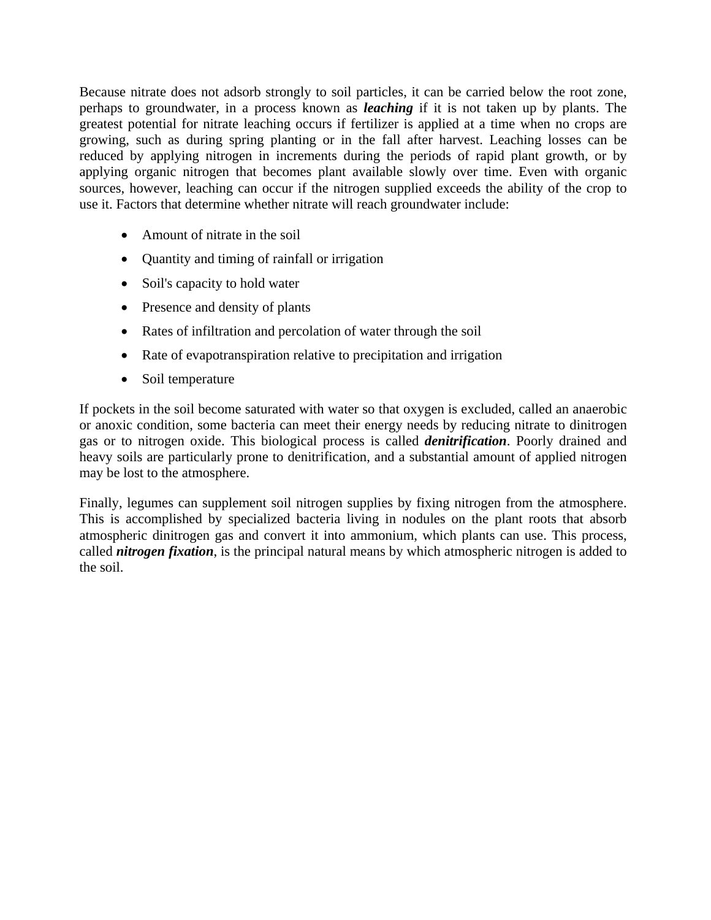Because nitrate does not adsorb strongly to soil particles, it can be carried below the root zone, perhaps to groundwater, in a process known as ***leaching*** if it is not taken up by plants. The greatest potential for nitrate leaching occurs if fertilizer is applied at a time when no crops are growing, such as during spring planting or in the fall after harvest. Leaching losses can be reduced by applying nitrogen in increments during the periods of rapid plant growth, or by applying organic nitrogen that becomes plant available slowly over time. Even with organic sources, however, leaching can occur if the nitrogen supplied exceeds the ability of the crop to use it. Factors that determine whether nitrate will reach groundwater include:

- Amount of nitrate in the soil
- Quantity and timing of rainfall or irrigation
- Soil's capacity to hold water
- Presence and density of plants
- Rates of infiltration and percolation of water through the soil
- Rate of evapotranspiration relative to precipitation and irrigation
- Soil temperature

If pockets in the soil become saturated with water so that oxygen is excluded, called an anaerobic or anoxic condition, some bacteria can meet their energy needs by reducing nitrate to dinitrogen gas or to nitrogen oxide. This biological process is called ***denitrification***. Poorly drained and heavy soils are particularly prone to denitrification, and a substantial amount of applied nitrogen may be lost to the atmosphere.

Finally, legumes can supplement soil nitrogen supplies by fixing nitrogen from the atmosphere. This is accomplished by specialized bacteria living in nodules on the plant roots that absorb atmospheric dinitrogen gas and convert it into ammonium, which plants can use. This process, called ***nitrogen fixation***, is the principal natural means by which atmospheric nitrogen is added to the soil.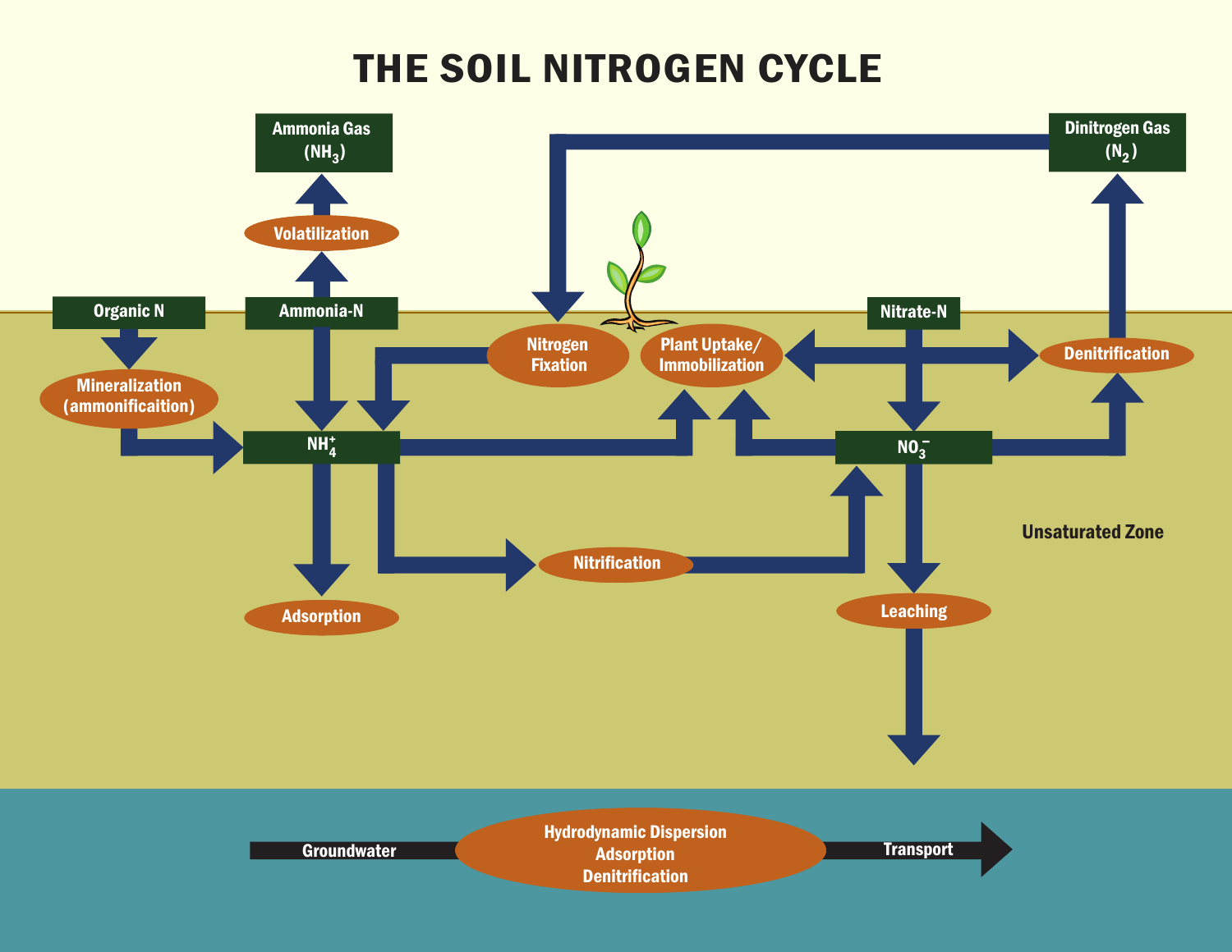# THE SOIL NITROGEN CYCLE

Ammonia Gas ($NH_3$)

Volatilization

Dinitrogen Gas ($N_2$)

Organic N

Ammonia-N

Nitrogen Fixation

Plant Uptake/ Immobilization

Nitrate-N

Denitrification

Mineralization (ammonifacaition)

$NH_4^+$

$NO_3^-$

Unsaturated Zone

Nitrification

Adsorption

Leaching

Groundwater

Hydrodynamic Dispersion
Adsorption
Denitrification

Transport